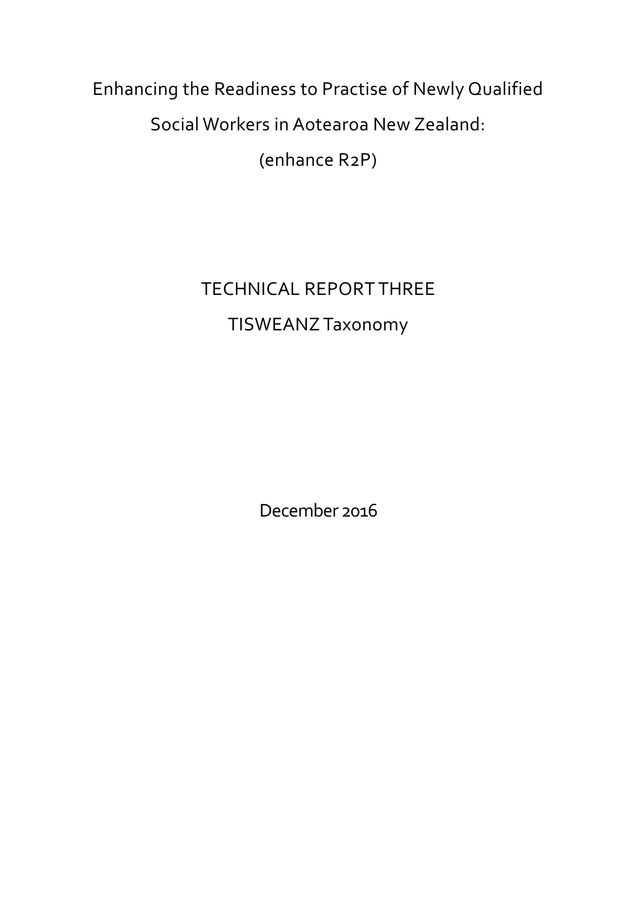# Enhancing the Readiness to Practise of Newly Qualified Social Workers in Aotearoa New Zealand: (enhance R2P)

## TECHNICAL REPORT THREE

## TISWEANZ Taxonomy

December 2016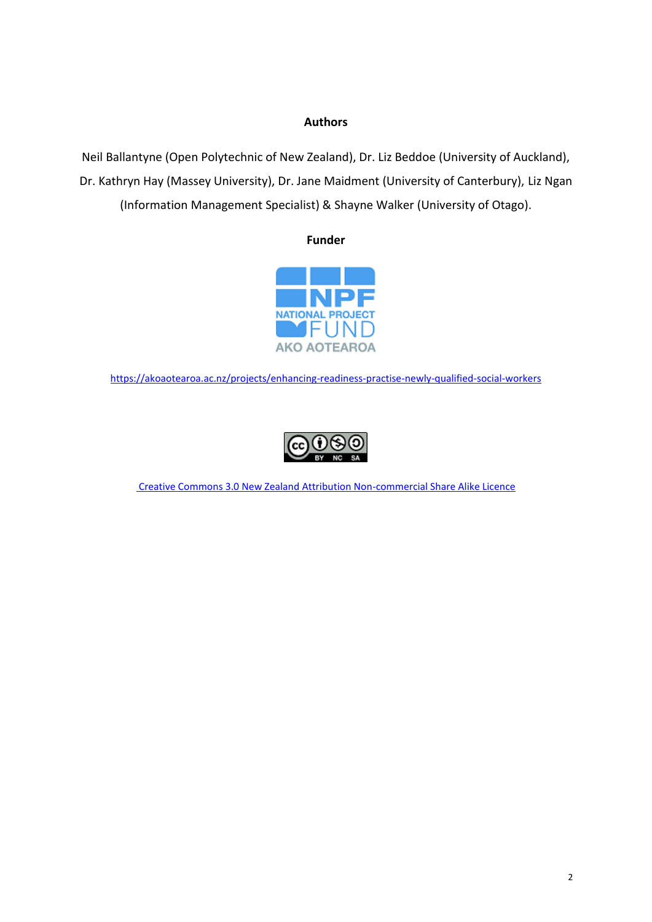**Authors**

Neil Ballantyne (Open Polytechnic of New Zealand), Dr. Liz Beddoe (University of Auckland), Dr. Kathryn Hay (Massey University), Dr. Jane Maidment (University of Canterbury), Liz Ngan (Information Management Specialist) & Shayne Walker (University of Otago).

**Funder**

NPF NATIONAL PROJECT FUND AKO AOTEAROA

https://akoaotearoa.ac.nz/projects/enhancing-readiness-practise-newly-qualified-social-workers

Creative Commons 3.0 New Zealand Attribution Non-commercial Share Alike Licence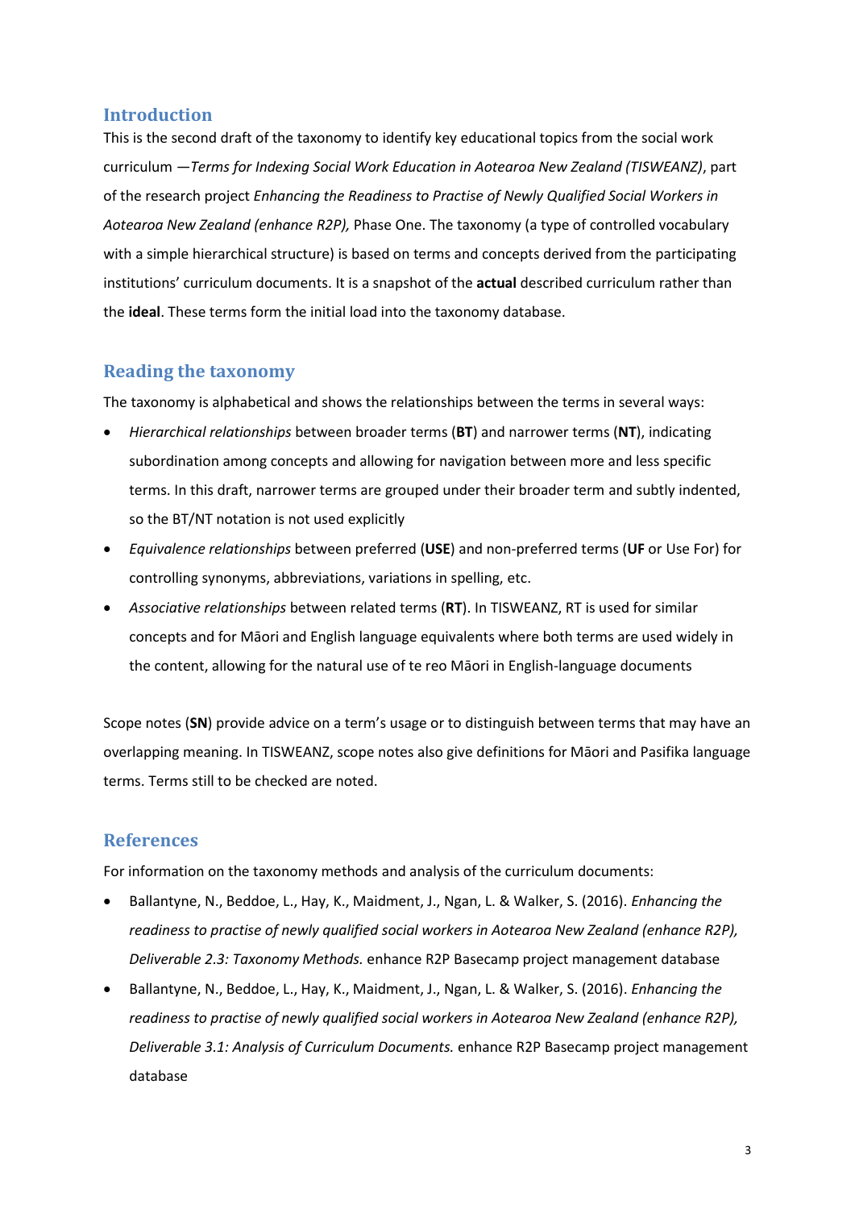## Introduction

This is the second draft of the taxonomy to identify key educational topics from the social work curriculum —*Terms for Indexing Social Work Education in Aotearoa New Zealand (TISWEANZ)*, part of the research project *Enhancing the Readiness to Practise of Newly Qualified Social Workers in Aotearoa New Zealand (enhance R2P),* Phase One. The taxonomy (a type of controlled vocabulary with a simple hierarchical structure) is based on terms and concepts derived from the participating institutions' curriculum documents. It is a snapshot of the **actual** described curriculum rather than the **ideal**. These terms form the initial load into the taxonomy database.

## Reading the taxonomy

The taxonomy is alphabetical and shows the relationships between the terms in several ways:

- *Hierarchical relationships* between broader terms (**BT**) and narrower terms (**NT**), indicating subordination among concepts and allowing for navigation between more and less specific terms. In this draft, narrower terms are grouped under their broader term and subtly indented, so the BT/NT notation is not used explicitly
- *Equivalence relationships* between preferred (**USE**) and non-preferred terms (**UF** or Use For) for controlling synonyms, abbreviations, variations in spelling, etc.
- *Associative relationships* between related terms (**RT**). In TISWEANZ, RT is used for similar concepts and for Māori and English language equivalents where both terms are used widely in the content, allowing for the natural use of te reo Māori in English-language documents

Scope notes (**SN**) provide advice on a term's usage or to distinguish between terms that may have an overlapping meaning. In TISWEANZ, scope notes also give definitions for Māori and Pasifika language terms. Terms still to be checked are noted.

## References

For information on the taxonomy methods and analysis of the curriculum documents:

- Ballantyne, N., Beddoe, L., Hay, K., Maidment, J., Ngan, L. & Walker, S. (2016). *Enhancing the readiness to practise of newly qualified social workers in Aotearoa New Zealand (enhance R2P), Deliverable 2.3: Taxonomy Methods.* enhance R2P Basecamp project management database
- Ballantyne, N., Beddoe, L., Hay, K., Maidment, J., Ngan, L. & Walker, S. (2016). *Enhancing the readiness to practise of newly qualified social workers in Aotearoa New Zealand (enhance R2P), Deliverable 3.1: Analysis of Curriculum Documents.* enhance R2P Basecamp project management database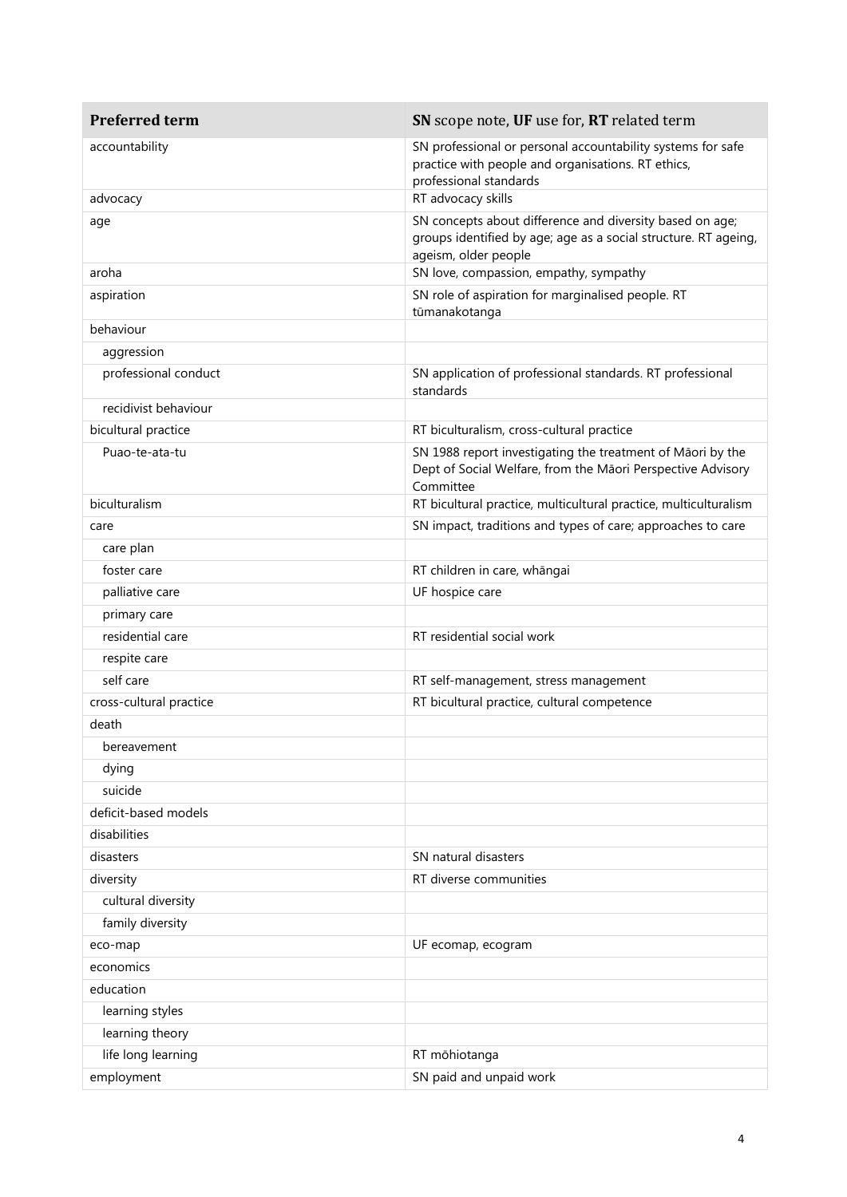| Preferred term | SN scope note, UF use for, RT related term |
|---|---|
| accountability | SN professional or personal accountability systems for safe practice with people and organisations. RT ethics, professional standards |
| advocacy | RT advocacy skills |
| age | SN concepts about difference and diversity based on age; groups identified by age; age as a social structure. RT ageing, ageism, older people |
| aroha | SN love, compassion, empathy, sympathy |
| aspiration | SN role of aspiration for marginalised people. RT tūmanakotanga |
| behaviour | |
| aggression | |
| professional conduct | SN application of professional standards. RT professional standards |
| recidivist behaviour | |
| bicultural practice | RT biculturalism, cross-cultural practice |
| Puao-te-ata-tu | SN 1988 report investigating the treatment of Māori by the Dept of Social Welfare, from the Māori Perspective Advisory Committee |
| biculturalism | RT bicultural practice, multicultural practice, multiculturalism |
| care | SN impact, traditions and types of care; approaches to care |
| care plan | |
| foster care | RT children in care, whāngai |
| palliative care | UF hospice care |
| primary care | |
| residential care | RT residential social work |
| respite care | |
| self care | RT self-management, stress management |
| cross-cultural practice | RT bicultural practice, cultural competence |
| death | |
| bereavement | |
| dying | |
| suicide | |
| deficit-based models | |
| disabilities | |
| disasters | SN natural disasters |
| diversity | RT diverse communities |
| cultural diversity | |
| family diversity | |
| eco-map | UF ecomap, ecogram |
| economics | |
| education | |
| learning styles | |
| learning theory | |
| life long learning | RT mōhiotanga |
| employment | SN paid and unpaid work |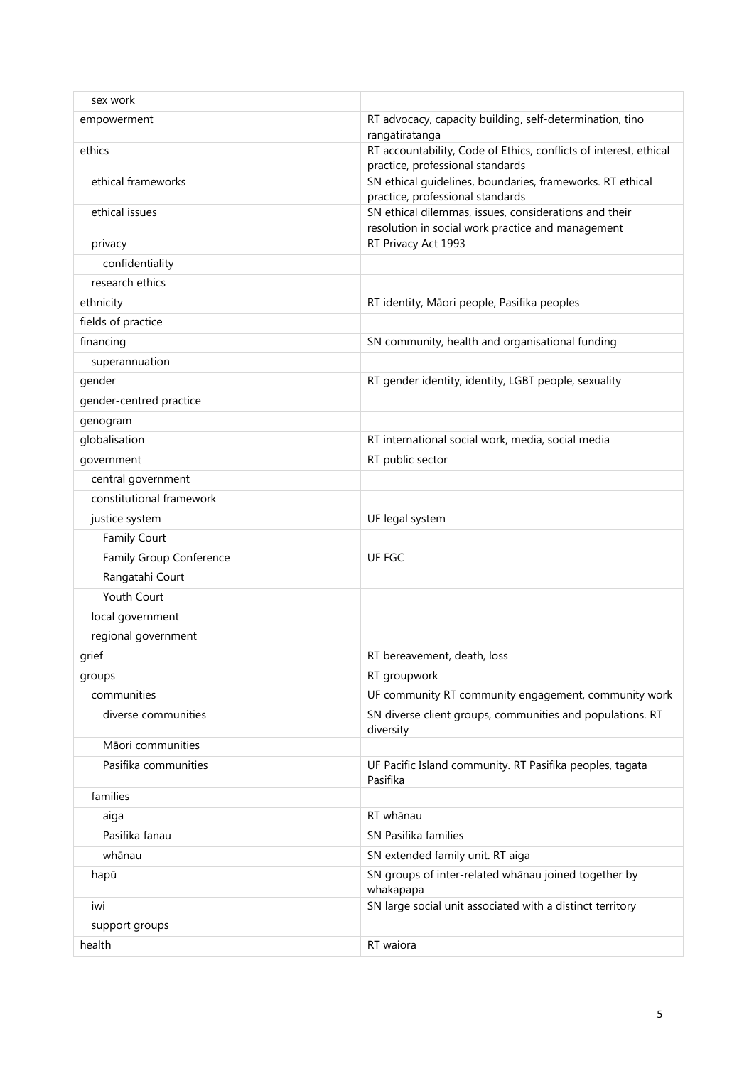| | |
|---|---|
| sex work | |
| empowerment | RT advocacy, capacity building, self-determination, tino rangatiratanga |
| ethics | RT accountability, Code of Ethics, conflicts of interest, ethical practice, professional standards |
| ethical frameworks | SN ethical guidelines, boundaries, frameworks. RT ethical practice, professional standards |
| ethical issues | SN ethical dilemmas, issues, considerations and their resolution in social work practice and management |
| privacy | RT Privacy Act 1993 |
| confidentiality | |
| research ethics | |
| ethnicity | RT identity, Māori people, Pasifika peoples |
| fields of practice | |
| financing | SN community, health and organisational funding |
| superannuation | |
| gender | RT gender identity, identity, LGBT people, sexuality |
| gender-centred practice | |
| genogram | |
| globalisation | RT international social work, media, social media |
| government | RT public sector |
| central government | |
| constitutional framework | |
| justice system | UF legal system |
| Family Court | |
| Family Group Conference | UF FGC |
| Rangatahi Court | |
| Youth Court | |
| local government | |
| regional government | |
| grief | RT bereavement, death, loss |
| groups | RT groupwork |
| communities | UF community RT community engagement, community work |
| diverse communities | SN diverse client groups, communities and populations. RT diversity |
| Māori communities | |
| Pasifika communities | UF Pacific Island community. RT Pasifika peoples, tagata Pasifika |
| families | |
| aiga | RT whānau |
| Pasifika fanau | SN Pasifika families |
| whānau | SN extended family unit. RT aiga |
| hapū | SN groups of inter-related whānau joined together by whakapapa |
| iwi | SN large social unit associated with a distinct territory |
| support groups | |
| health | RT waiora |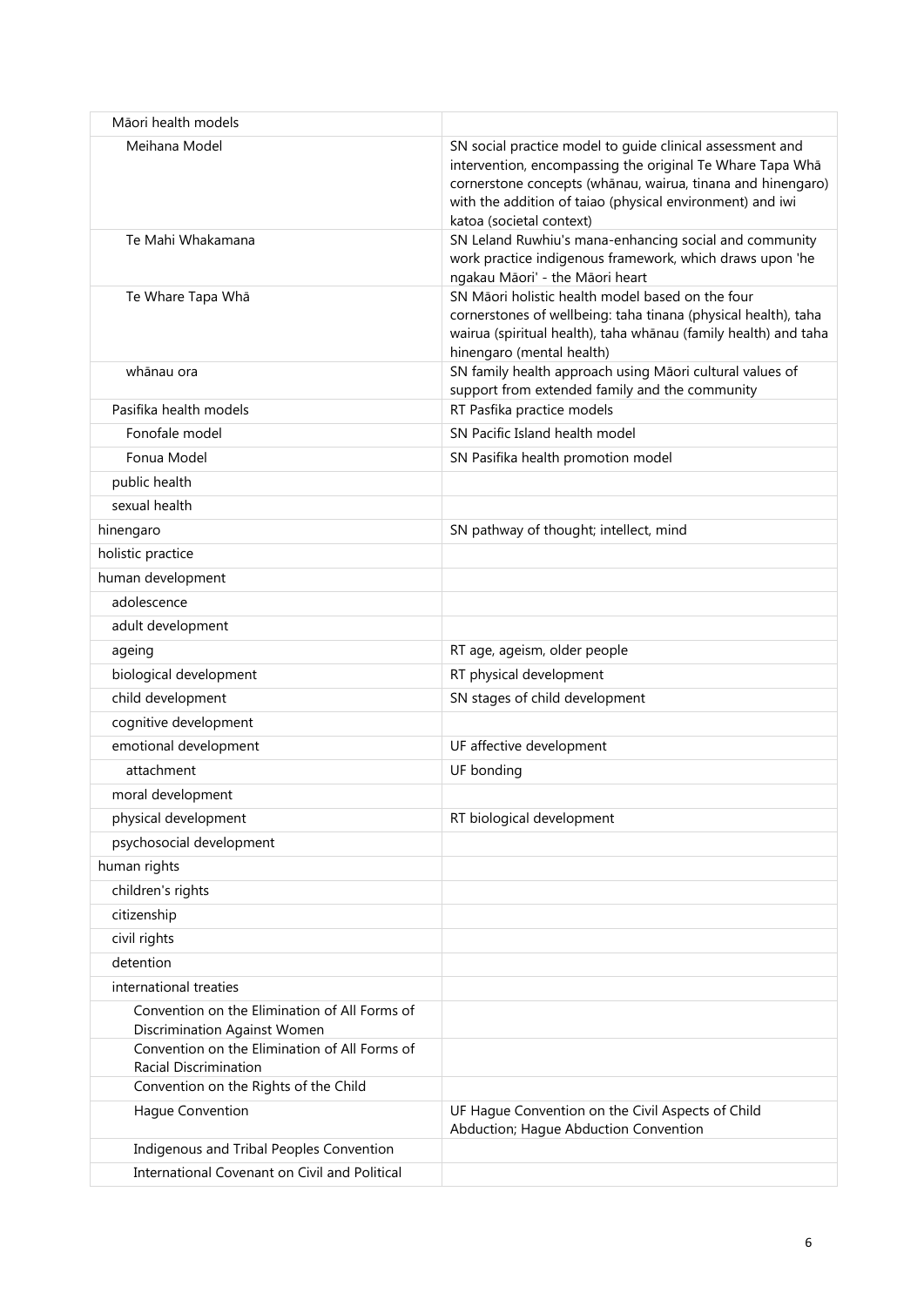| | |
|---|---|
| Māori health models | |
| Meihana Model | SN social practice model to guide clinical assessment and intervention, encompassing the original Te Whare Tapa Whā cornerstone concepts (whānau, wairua, tinana and hinengaro) with the addition of taiao (physical environment) and iwi katoa (societal context) |
| Te Mahi Whakamana | SN Leland Ruwhiu's mana-enhancing social and community work practice indigenous framework, which draws upon 'he ngakau Māori' - the Māori heart |
| Te Whare Tapa Whā | SN Māori holistic health model based on the four cornerstones of wellbeing: taha tinana (physical health), taha wairua (spiritual health), taha whānau (family health) and taha hinengaro (mental health) |
| whānau ora | SN family health approach using Māori cultural values of support from extended family and the community |
| Pasifika health models | RT Pasfika practice models |
| Fonofale model | SN Pacific Island health model |
| Fonua Model | SN Pasifika health promotion model |
| public health | |
| sexual health | |
| hinengaro | SN pathway of thought; intellect, mind |
| holistic practice | |
| human development | |
| adolescence | |
| adult development | |
| ageing | RT age, ageism, older people |
| biological development | RT physical development |
| child development | SN stages of child development |
| cognitive development | |
| emotional development | UF affective development |
| attachment | UF bonding |
| moral development | |
| physical development | RT biological development |
| psychosocial development | |
| human rights | |
| children's rights | |
| citizenship | |
| civil rights | |
| detention | |
| international treaties | |
| Convention on the Elimination of All Forms of Discrimination Against Women | |
| Convention on the Elimination of All Forms of Racial Discrimination | |
| Convention on the Rights of the Child | |
| Hague Convention | UF Hague Convention on the Civil Aspects of Child Abduction; Hague Abduction Convention |
| Indigenous and Tribal Peoples Convention | |
| International Covenant on Civil and Political | |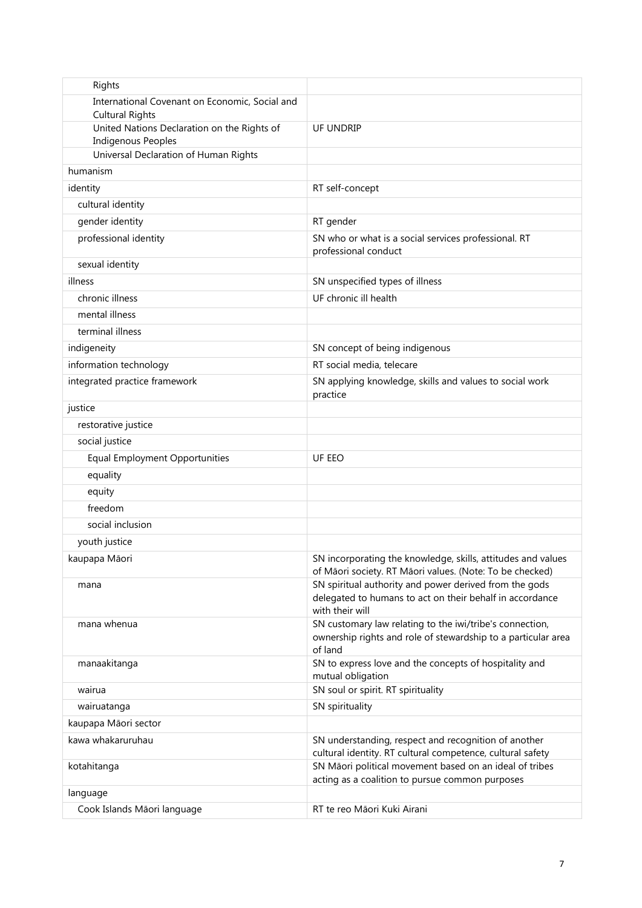| | |
|---|---|
| Rights | |
| International Covenant on Economic, Social and Cultural Rights | |
| United Nations Declaration on the Rights of Indigenous Peoples | UF UNDRIP |
| Universal Declaration of Human Rights | |
| humanism | |
| identity | RT self-concept |
| cultural identity | |
| gender identity | RT gender |
| professional identity | SN who or what is a social services professional. RT professional conduct |
| sexual identity | |
| illness | SN unspecified types of illness |
| chronic illness | UF chronic ill health |
| mental illness | |
| terminal illness | |
| indigeneity | SN concept of being indigenous |
| information technology | RT social media, telecare |
| integrated practice framework | SN applying knowledge, skills and values to social work practice |
| justice | |
| restorative justice | |
| social justice | |
| Equal Employment Opportunities | UF EEO |
| equality | |
| equity | |
| freedom | |
| social inclusion | |
| youth justice | |
| kaupapa Māori | SN incorporating the knowledge, skills, attitudes and values of Māori society. RT Māori values. (Note: To be checked) |
| mana | SN spiritual authority and power derived from the gods delegated to humans to act on their behalf in accordance with their will |
| mana whenua | SN customary law relating to the iwi/tribe's connection, ownership rights and role of stewardship to a particular area of land |
| manaakitanga | SN to express love and the concepts of hospitality and mutual obligation |
| wairua | SN soul or spirit. RT spirituality |
| wairuatanga | SN spirituality |
| kaupapa Māori sector | |
| kawa whakaruruhau | SN understanding, respect and recognition of another cultural identity. RT cultural competence, cultural safety |
| kotahitanga | SN Māori political movement based on an ideal of tribes acting as a coalition to pursue common purposes |
| language | |
| Cook Islands Māori language | RT te reo Māori Kuki Airani |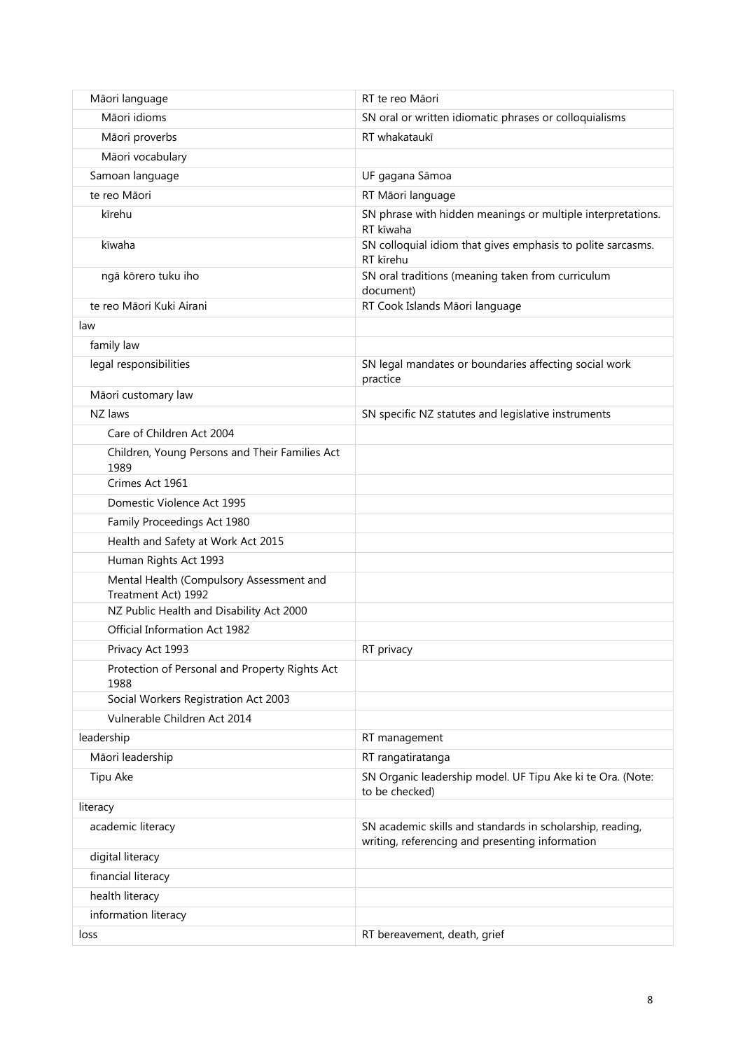| | |
|---|---|
| Māori language | RT te reo Māori |
| Māori idioms | SN oral or written idiomatic phrases or colloquialisms |
| Māori proverbs | RT whakataukī |
| Māori vocabulary | |
| Samoan language | UF gagana Sāmoa |
| te reo Māori | RT Māori language |
| kīrehu | SN phrase with hidden meanings or multiple interpretations. RT kīwaha |
| kīwaha | SN colloquial idiom that gives emphasis to polite sarcasms. RT kīrehu |
| ngā kōrero tuku iho | SN oral traditions (meaning taken from curriculum document) |
| te reo Māori Kuki Airani | RT Cook Islands Māori language |
| law | |
| family law | |
| legal responsibilities | SN legal mandates or boundaries affecting social work practice |
| Māori customary law | |
| NZ laws | SN specific NZ statutes and legislative instruments |
| Care of Children Act 2004 | |
| Children, Young Persons and Their Families Act 1989 | |
| Crimes Act 1961 | |
| Domestic Violence Act 1995 | |
| Family Proceedings Act 1980 | |
| Health and Safety at Work Act 2015 | |
| Human Rights Act 1993 | |
| Mental Health (Compulsory Assessment and Treatment Act) 1992 | |
| NZ Public Health and Disability Act 2000 | |
| Official Information Act 1982 | |
| Privacy Act 1993 | RT privacy |
| Protection of Personal and Property Rights Act 1988 | |
| Social Workers Registration Act 2003 | |
| Vulnerable Children Act 2014 | |
| leadership | RT management |
| Māori leadership | RT rangatiratanga |
| Tipu Ake | SN Organic leadership model. UF Tipu Ake ki te Ora. (Note: to be checked) |
| literacy | |
| academic literacy | SN academic skills and standards in scholarship, reading, writing, referencing and presenting information |
| digital literacy | |
| financial literacy | |
| health literacy | |
| information literacy | |
| loss | RT bereavement, death, grief |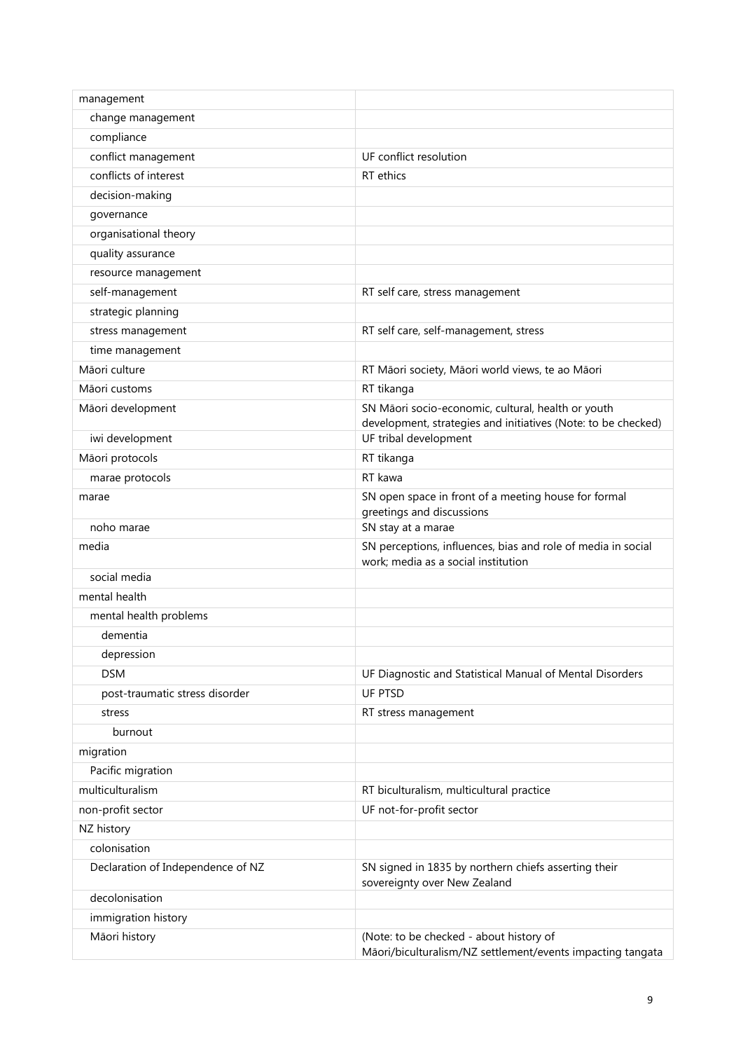| | |
|---|---|
| management | |
| change management | |
| compliance | |
| conflict management | UF conflict resolution |
| conflicts of interest | RT ethics |
| decision-making | |
| governance | |
| organisational theory | |
| quality assurance | |
| resource management | |
| self-management | RT self care, stress management |
| strategic planning | |
| stress management | RT self care, self-management, stress |
| time management | |
| Māori culture | RT Māori society, Māori world views, te ao Māori |
| Māori customs | RT tikanga |
| Māori development | SN Māori socio-economic, cultural, health or youth development, strategies and initiatives (Note: to be checked) |
| iwi development | UF tribal development |
| Māori protocols | RT tikanga |
| marae protocols | RT kawa |
| marae | SN open space in front of a meeting house for formal greetings and discussions |
| noho marae | SN stay at a marae |
| media | SN perceptions, influences, bias and role of media in social work; media as a social institution |
| social media | |
| mental health | |
| mental health problems | |
| dementia | |
| depression | |
| DSM | UF Diagnostic and Statistical Manual of Mental Disorders |
| post-traumatic stress disorder | UF PTSD |
| stress | RT stress management |
| burnout | |
| migration | |
| Pacific migration | |
| multiculturalism | RT biculturalism, multicultural practice |
| non-profit sector | UF not-for-profit sector |
| NZ history | |
| colonisation | |
| Declaration of Independence of NZ | SN signed in 1835 by northern chiefs asserting their sovereignty over New Zealand |
| decolonisation | |
| immigration history | |
| Māori history | (Note: to be checked - about history of Māori/biculturalism/NZ settlement/events impacting tangata |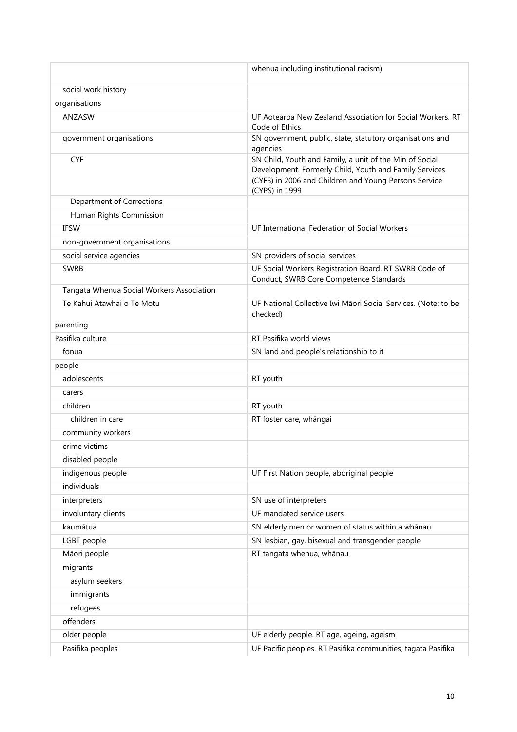| | |
|---|---|
| | whenua including institutional racism) |
| social work history | |
| organisations | |
| ANZASW | UF Aotearoa New Zealand Association for Social Workers. RT Code of Ethics |
| government organisations | SN government, public, state, statutory organisations and agencies |
| CYF | SN Child, Youth and Family, a unit of the Min of Social Development. Formerly Child, Youth and Family Services (CYFS) in 2006 and Children and Young Persons Service (CYPS) in 1999 |
| Department of Corrections | |
| Human Rights Commission | |
| IFSW | UF International Federation of Social Workers |
| non-government organisations | |
| social service agencies | SN providers of social services |
| SWRB | UF Social Workers Registration Board. RT SWRB Code of Conduct, SWRB Core Competence Standards |
| Tangata Whenua Social Workers Association | |
| Te Kahui Atawhai o Te Motu | UF National Collective Iwi Māori Social Services. (Note: to be checked) |
| parenting | |
| Pasifika culture | RT Pasifika world views |
| fonua | SN land and people's relationship to it |
| people | |
| adolescents | RT youth |
| carers | |
| children | RT youth |
| children in care | RT foster care, whāngai |
| community workers | |
| crime victims | |
| disabled people | |
| indigenous people | UF First Nation people, aboriginal people |
| individuals | |
| interpreters | SN use of interpreters |
| involuntary clients | UF mandated service users |
| kaumātua | SN elderly men or women of status within a whānau |
| LGBT people | SN lesbian, gay, bisexual and transgender people |
| Māori people | RT tangata whenua, whānau |
| migrants | |
| asylum seekers | |
| immigrants | |
| refugees | |
| offenders | |
| older people | UF elderly people. RT age, ageing, ageism |
| Pasifika peoples | UF Pacific peoples. RT Pasifika communities, tagata Pasifika |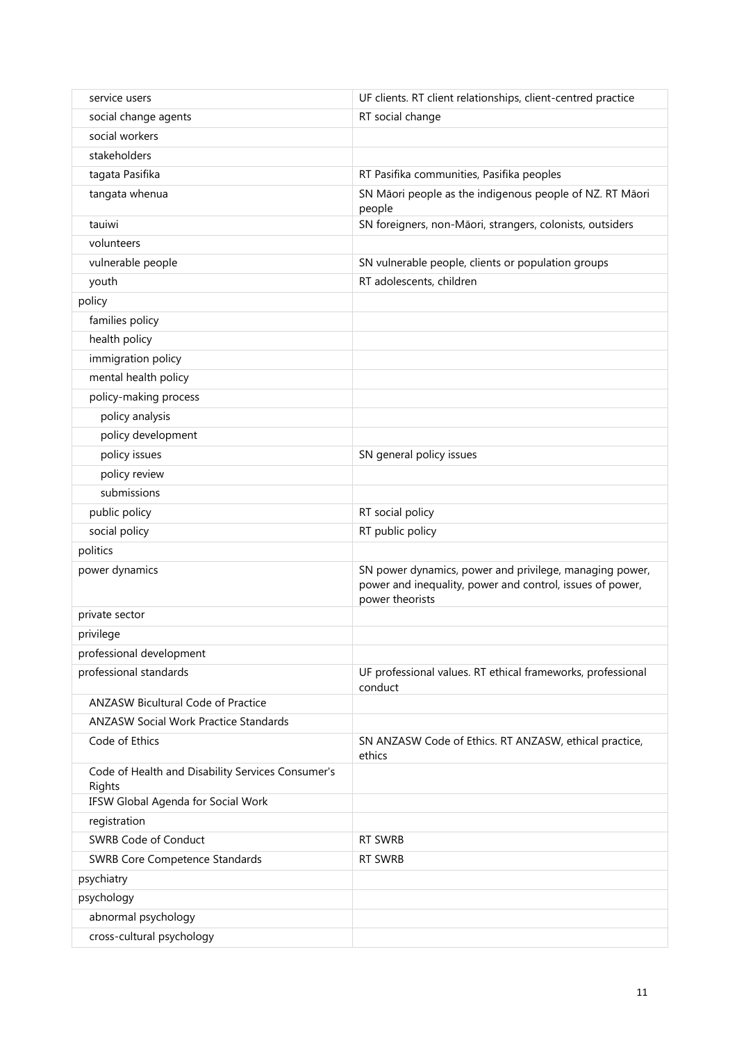| | |
|---|---|
| service users | UF clients. RT client relationships, client-centred practice |
| social change agents | RT social change |
| social workers | |
| stakeholders | |
| tagata Pasifika | RT Pasifika communities, Pasifika peoples |
| tangata whenua | SN Māori people as the indigenous people of NZ. RT Māori people |
| tauiwi | SN foreigners, non-Māori, strangers, colonists, outsiders |
| volunteers | |
| vulnerable people | SN vulnerable people, clients or population groups |
| youth | RT adolescents, children |
| policy | |
| families policy | |
| health policy | |
| immigration policy | |
| mental health policy | |
| policy-making process | |
| policy analysis | |
| policy development | |
| policy issues | SN general policy issues |
| policy review | |
| submissions | |
| public policy | RT social policy |
| social policy | RT public policy |
| politics | |
| power dynamics | SN power dynamics, power and privilege, managing power, power and inequality, power and control, issues of power, power theorists |
| private sector | |
| privilege | |
| professional development | |
| professional standards | UF professional values. RT ethical frameworks, professional conduct |
| ANZASW Bicultural Code of Practice | |
| ANZASW Social Work Practice Standards | |
| Code of Ethics | SN ANZASW Code of Ethics. RT ANZASW, ethical practice, ethics |
| Code of Health and Disability Services Consumer's Rights | |
| IFSW Global Agenda for Social Work | |
| registration | |
| SWRB Code of Conduct | RT SWRB |
| SWRB Core Competence Standards | RT SWRB |
| psychiatry | |
| psychology | |
| abnormal psychology | |
| cross-cultural psychology | |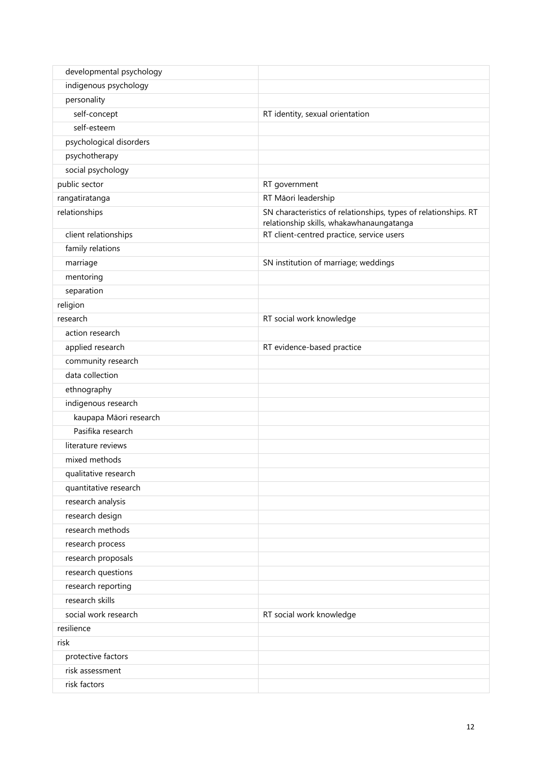| | |
|---|---|
| developmental psychology | |
| indigenous psychology | |
| personality | |
| self-concept | RT identity, sexual orientation |
| self-esteem | |
| psychological disorders | |
| psychotherapy | |
| social psychology | |
| public sector | RT government |
| rangatiratanga | RT Māori leadership |
| relationships | SN characteristics of relationships, types of relationships. RT relationship skills, whakawhanaungatanga |
| client relationships | RT client-centred practice, service users |
| family relations | |
| marriage | SN institution of marriage; weddings |
| mentoring | |
| separation | |
| religion | |
| research | RT social work knowledge |
| action research | |
| applied research | RT evidence-based practice |
| community research | |
| data collection | |
| ethnography | |
| indigenous research | |
| kaupapa Māori research | |
| Pasifika research | |
| literature reviews | |
| mixed methods | |
| qualitative research | |
| quantitative research | |
| research analysis | |
| research design | |
| research methods | |
| research process | |
| research proposals | |
| research questions | |
| research reporting | |
| research skills | |
| social work research | RT social work knowledge |
| resilience | |
| risk | |
| protective factors | |
| risk assessment | |
| risk factors | |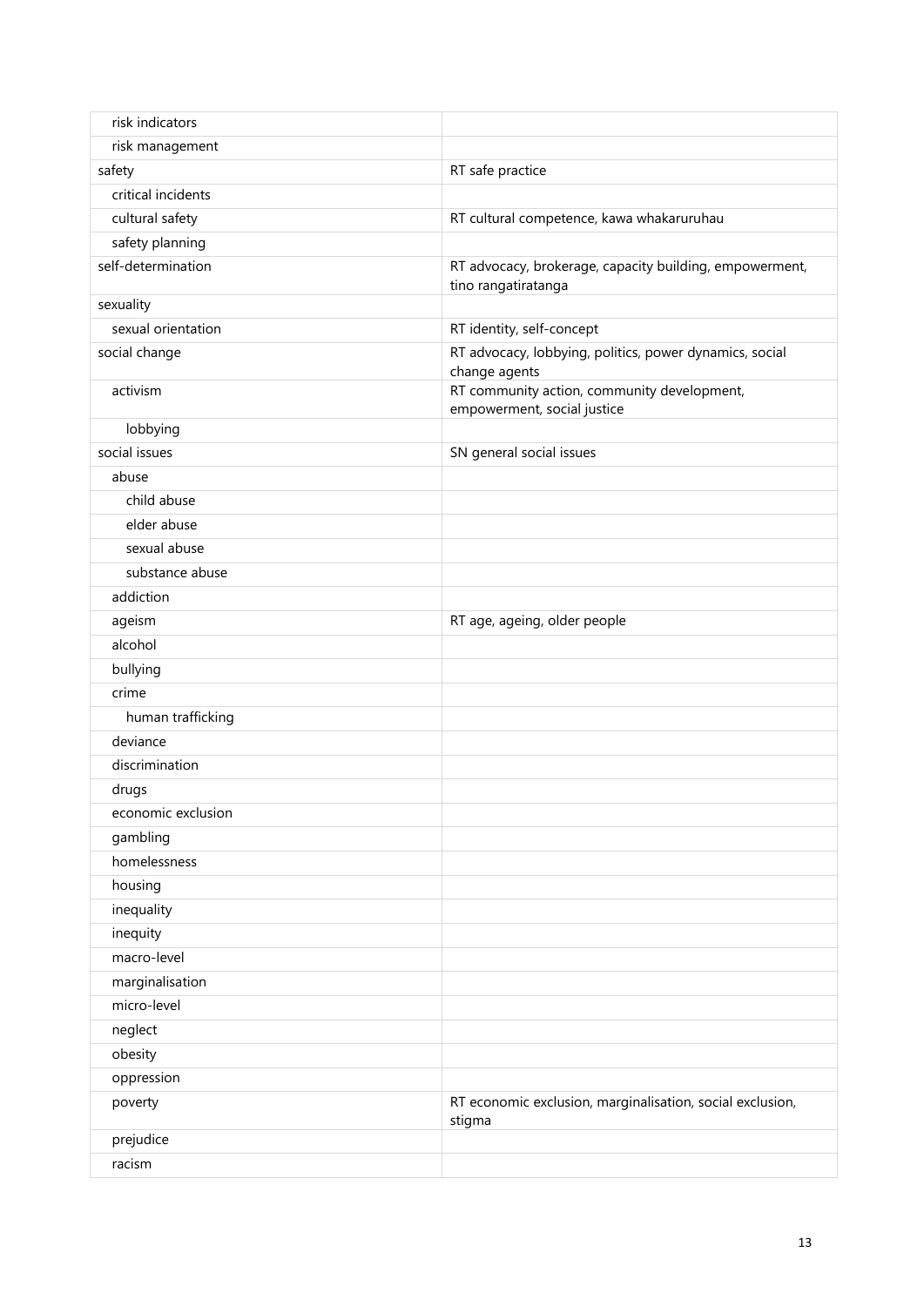| | |
|---|---|
|   risk indicators | |
|   risk management | |
| safety | RT safe practice |
|   critical incidents | |
|   cultural safety | RT cultural competence, kawa whakaruruhau |
|   safety planning | |
| self-determination | RT advocacy, brokerage, capacity building, empowerment, tino rangatiratanga |
| sexuality | |
|   sexual orientation | RT identity, self-concept |
| social change | RT advocacy, lobbying, politics, power dynamics, social change agents |
|   activism | RT community action, community development, empowerment, social justice |
|     lobbying | |
| social issues | SN general social issues |
|   abuse | |
|     child abuse | |
|     elder abuse | |
|     sexual abuse | |
|     substance abuse | |
|   addiction | |
|   ageism | RT age, ageing, older people |
|   alcohol | |
|   bullying | |
|   crime | |
|     human trafficking | |
|   deviance | |
|   discrimination | |
|   drugs | |
|   economic exclusion | |
|   gambling | |
|   homelessness | |
|   housing | |
|   inequality | |
|   inequity | |
|   macro-level | |
|   marginalisation | |
|   micro-level | |
|   neglect | |
|   obesity | |
|   oppression | |
|   poverty | RT economic exclusion, marginalisation, social exclusion, stigma |
|   prejudice | |
|   racism | |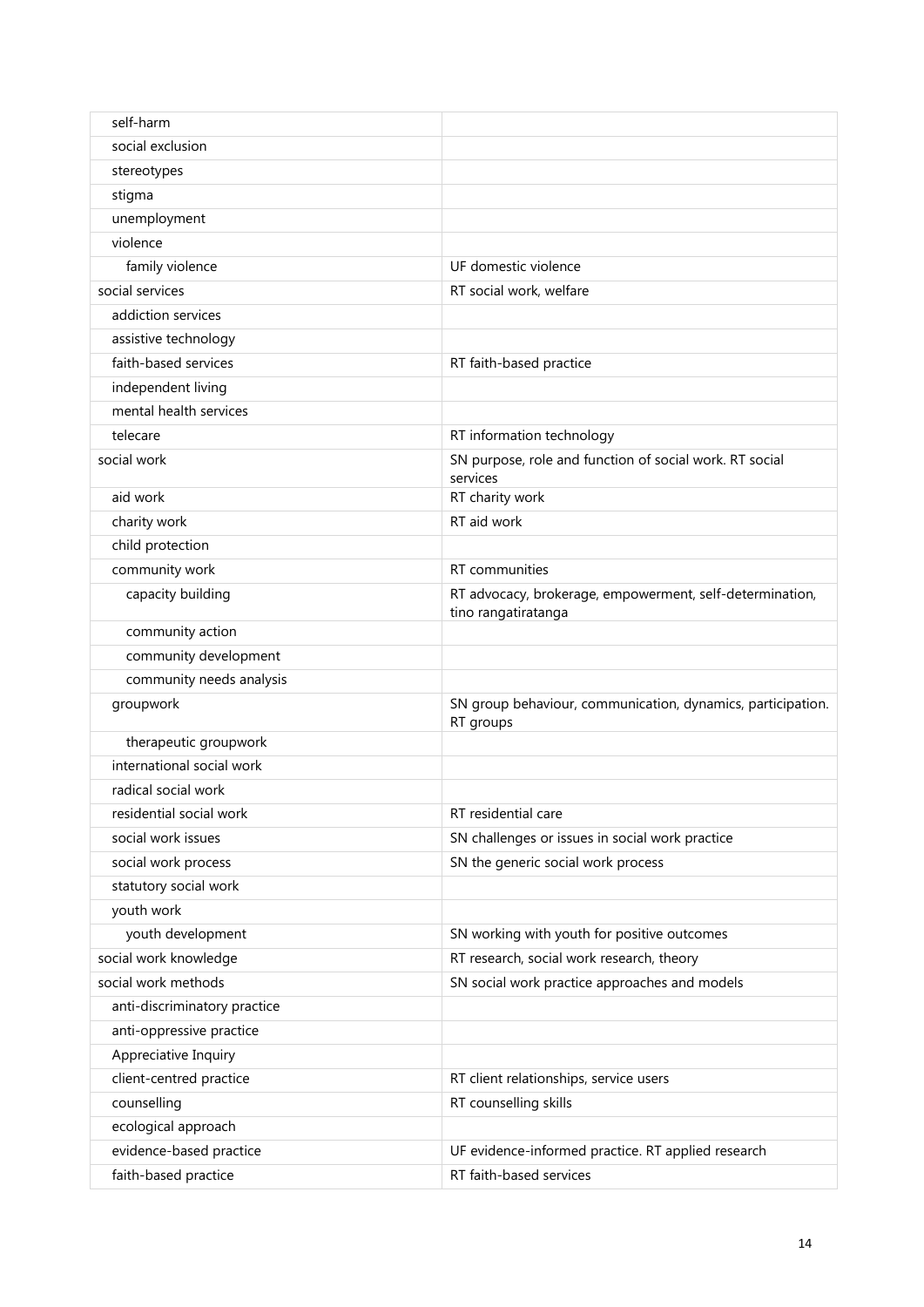| | |
|---|---|
| self-harm | |
| social exclusion | |
| stereotypes | |
| stigma | |
| unemployment | |
| violence | |
| family violence | UF domestic violence |
| social services | RT social work, welfare |
| addiction services | |
| assistive technology | |
| faith-based services | RT faith-based practice |
| independent living | |
| mental health services | |
| telecare | RT information technology |
| social work | SN purpose, role and function of social work. RT social services |
| aid work | RT charity work |
| charity work | RT aid work |
| child protection | |
| community work | RT communities |
| capacity building | RT advocacy, brokerage, empowerment, self-determination, tino rangatiratanga |
| community action | |
| community development | |
| community needs analysis | |
| groupwork | SN group behaviour, communication, dynamics, participation. RT groups |
| therapeutic groupwork | |
| international social work | |
| radical social work | |
| residential social work | RT residential care |
| social work issues | SN challenges or issues in social work practice |
| social work process | SN the generic social work process |
| statutory social work | |
| youth work | |
| youth development | SN working with youth for positive outcomes |
| social work knowledge | RT research, social work research, theory |
| social work methods | SN social work practice approaches and models |
| anti-discriminatory practice | |
| anti-oppressive practice | |
| Appreciative Inquiry | |
| client-centred practice | RT client relationships, service users |
| counselling | RT counselling skills |
| ecological approach | |
| evidence-based practice | UF evidence-informed practice. RT applied research |
| faith-based practice | RT faith-based services |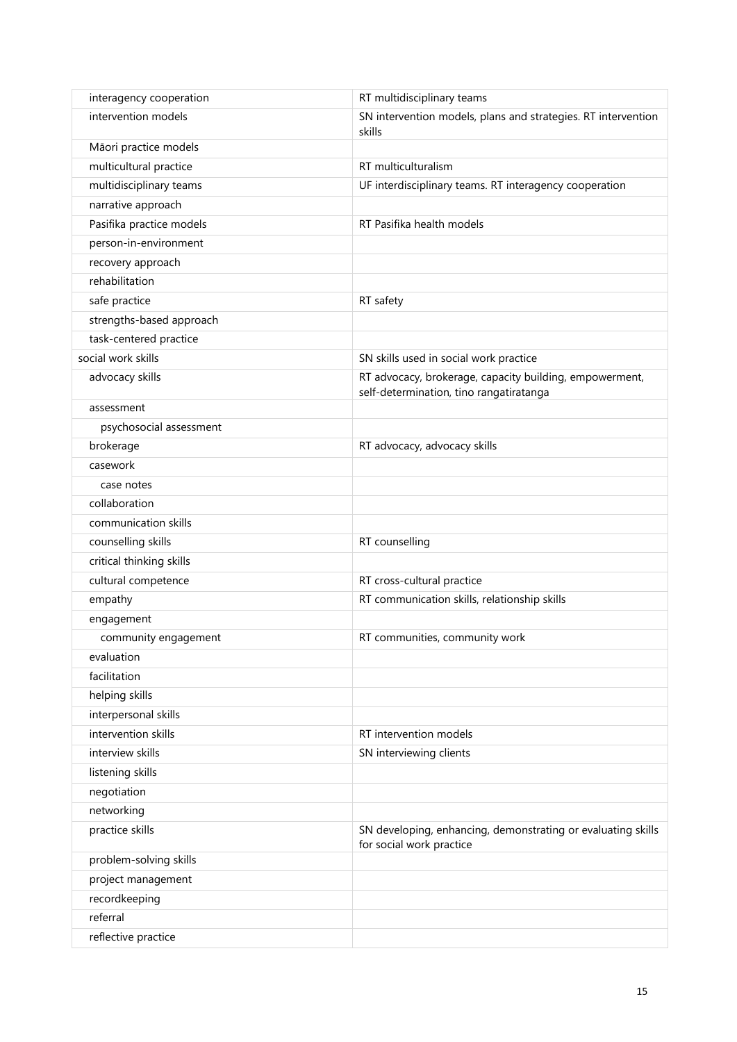| | |
|---|---|
| interagency cooperation | RT multidisciplinary teams |
| intervention models | SN intervention models, plans and strategies. RT intervention skills |
| Māori practice models | |
| multicultural practice | RT multiculturalism |
| multidisciplinary teams | UF interdisciplinary teams. RT interagency cooperation |
| narrative approach | |
| Pasifika practice models | RT Pasifika health models |
| person-in-environment | |
| recovery approach | |
| rehabilitation | |
| safe practice | RT safety |
| strengths-based approach | |
| task-centered practice | |
| social work skills | SN skills used in social work practice |
| advocacy skills | RT advocacy, brokerage, capacity building, empowerment, self-determination, tino rangatiratanga |
| assessment | |
| psychosocial assessment | |
| brokerage | RT advocacy, advocacy skills |
| casework | |
| case notes | |
| collaboration | |
| communication skills | |
| counselling skills | RT counselling |
| critical thinking skills | |
| cultural competence | RT cross-cultural practice |
| empathy | RT communication skills, relationship skills |
| engagement | |
| community engagement | RT communities, community work |
| evaluation | |
| facilitation | |
| helping skills | |
| interpersonal skills | |
| intervention skills | RT intervention models |
| interview skills | SN interviewing clients |
| listening skills | |
| negotiation | |
| networking | |
| practice skills | SN developing, enhancing, demonstrating or evaluating skills for social work practice |
| problem-solving skills | |
| project management | |
| recordkeeping | |
| referral | |
| reflective practice | |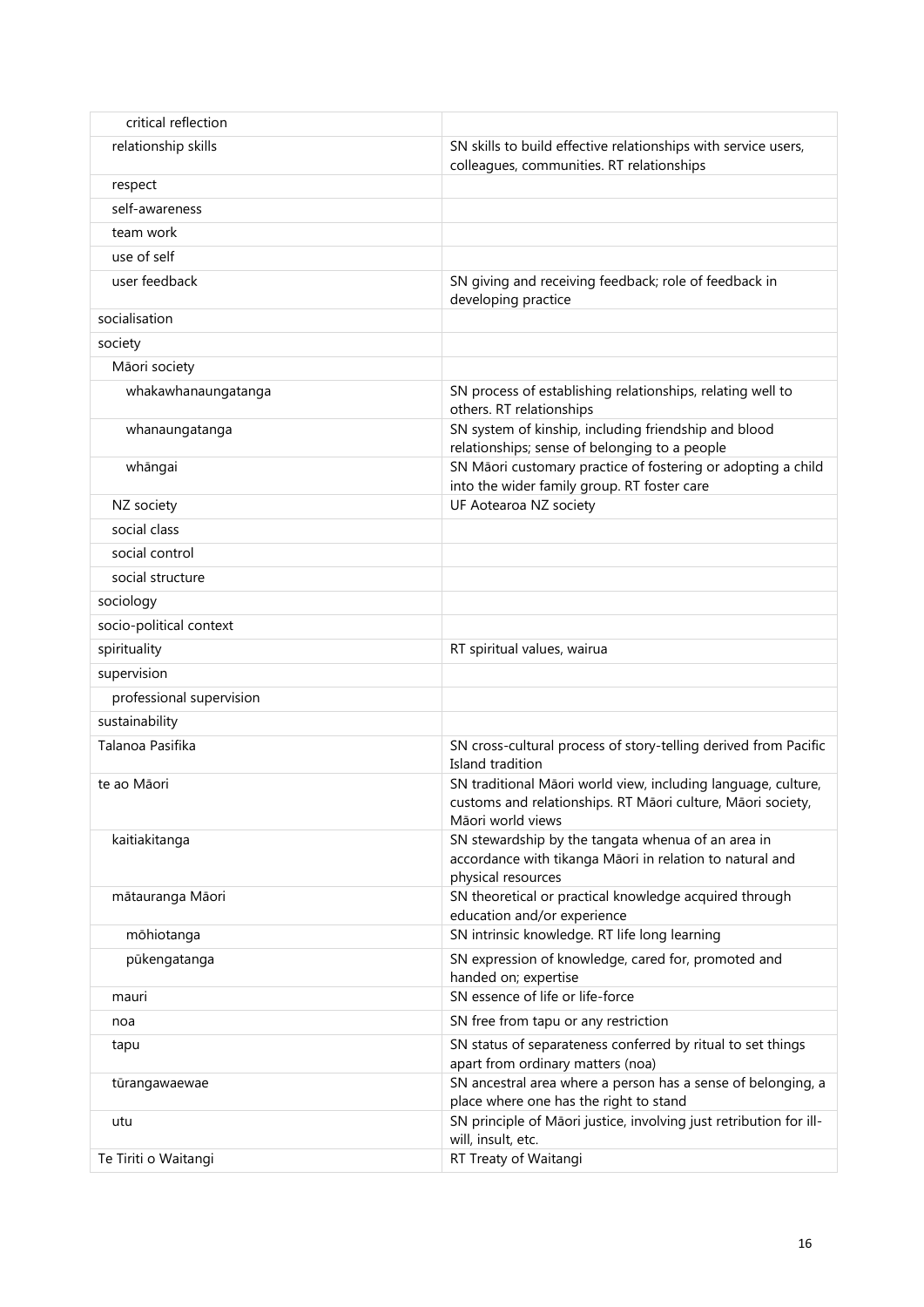| | |
|---|---|
| critical reflection | |
| relationship skills | SN skills to build effective relationships with service users, colleagues, communities. RT relationships |
| respect | |
| self-awareness | |
| team work | |
| use of self | |
| user feedback | SN giving and receiving feedback; role of feedback in developing practice |
| socialisation | |
| society | |
| Māori society | |
| whakawhanaungatanga | SN process of establishing relationships, relating well to others. RT relationships |
| whanaungatanga | SN system of kinship, including friendship and blood relationships; sense of belonging to a people |
| whāngai | SN Māori customary practice of fostering or adopting a child into the wider family group. RT foster care |
| NZ society | UF Aotearoa NZ society |
| social class | |
| social control | |
| social structure | |
| sociology | |
| socio-political context | |
| spirituality | RT spiritual values, wairua |
| supervision | |
| professional supervision | |
| sustainability | |
| Talanoa Pasifika | SN cross-cultural process of story-telling derived from Pacific Island tradition |
| te ao Māori | SN traditional Māori world view, including language, culture, customs and relationships. RT Māori culture, Māori society, Māori world views |
| kaitiakitanga | SN stewardship by the tangata whenua of an area in accordance with tikanga Māori in relation to natural and physical resources |
| mātauranga Māori | SN theoretical or practical knowledge acquired through education and/or experience |
| mōhiotanga | SN intrinsic knowledge. RT life long learning |
| pūkengatanga | SN expression of knowledge, cared for, promoted and handed on; expertise |
| mauri | SN essence of life or life-force |
| noa | SN free from tapu or any restriction |
| tapu | SN status of separateness conferred by ritual to set things apart from ordinary matters (noa) |
| tūrangawaewae | SN ancestral area where a person has a sense of belonging, a place where one has the right to stand |
| utu | SN principle of Māori justice, involving just retribution for ill-will, insult, etc. |
| Te Tiriti o Waitangi | RT Treaty of Waitangi |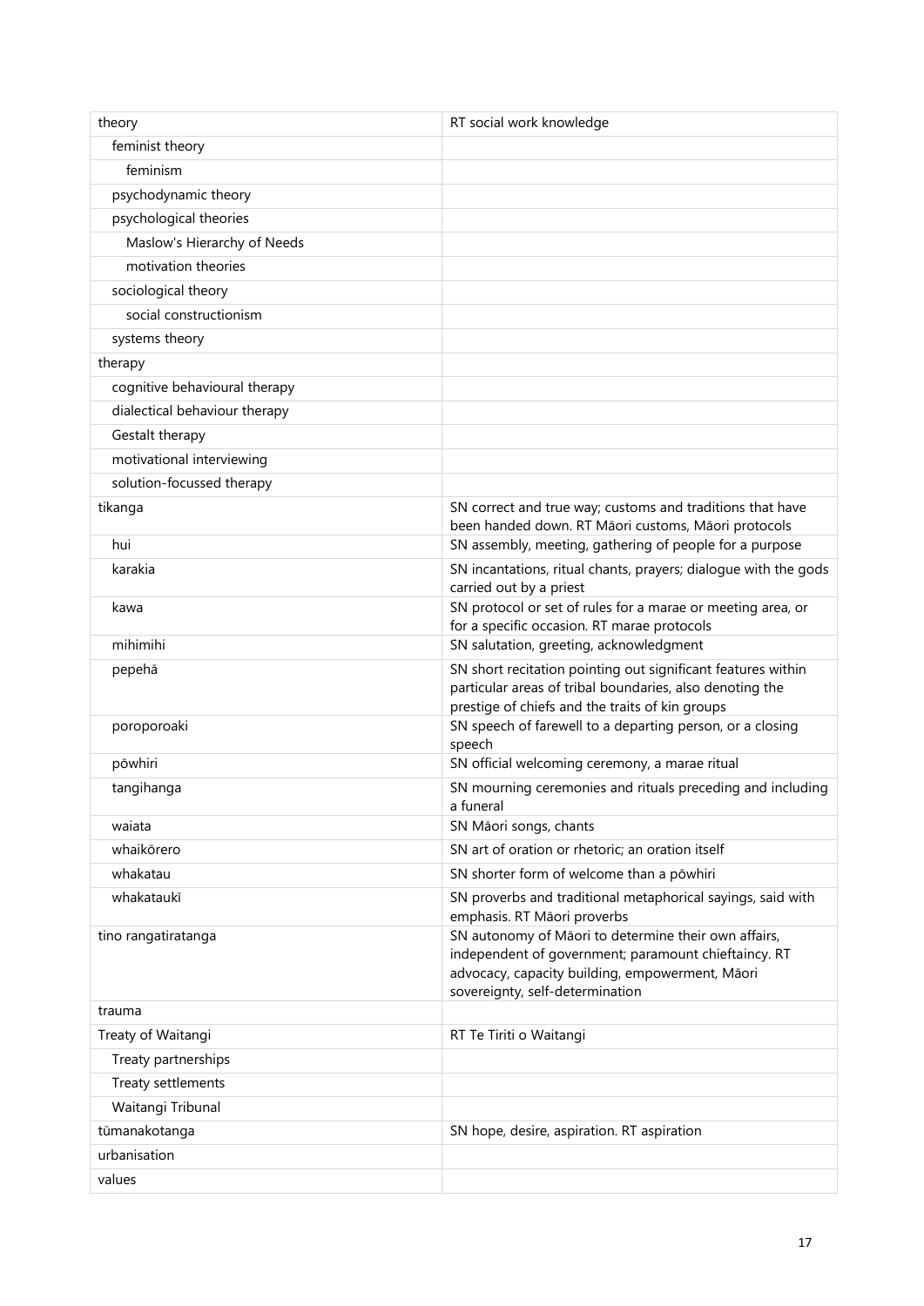| theory | RT social work knowledge |
|---|---|
| feminist theory | |
| feminism | |
| psychodynamic theory | |
| psychological theories | |
| Maslow's Hierarchy of Needs | |
| motivation theories | |
| sociological theory | |
| social constructionism | |
| systems theory | |
| therapy | |
| cognitive behavioural therapy | |
| dialectical behaviour therapy | |
| Gestalt therapy | |
| motivational interviewing | |
| solution-focussed therapy | |
| tikanga | SN correct and true way; customs and traditions that have been handed down. RT Māori customs, Māori protocols |
| hui | SN assembly, meeting, gathering of people for a purpose |
| karakia | SN incantations, ritual chants, prayers; dialogue with the gods carried out by a priest |
| kawa | SN protocol or set of rules for a marae or meeting area, or for a specific occasion. RT marae protocols |
| mihimihi | SN salutation, greeting, acknowledgment |
| pepehā | SN short recitation pointing out significant features within particular areas of tribal boundaries, also denoting the prestige of chiefs and the traits of kin groups |
| poroporoaki | SN speech of farewell to a departing person, or a closing speech |
| pōwhiri | SN official welcoming ceremony, a marae ritual |
| tangihanga | SN mourning ceremonies and rituals preceding and including a funeral |
| waiata | SN Māori songs, chants |
| whaikōrero | SN art of oration or rhetoric; an oration itself |
| whakatau | SN shorter form of welcome than a pōwhiri |
| whakataukī | SN proverbs and traditional metaphorical sayings, said with emphasis. RT Māori proverbs |
| tino rangatiratanga | SN autonomy of Māori to determine their own affairs, independent of government; paramount chieftaincy. RT advocacy, capacity building, empowerment, Māori sovereignty, self-determination |
| trauma | |
| Treaty of Waitangi | RT Te Tiriti o Waitangi |
| Treaty partnerships | |
| Treaty settlements | |
| Waitangi Tribunal | |
| tūmanakotanga | SN hope, desire, aspiration. RT aspiration |
| urbanisation | |
| values | |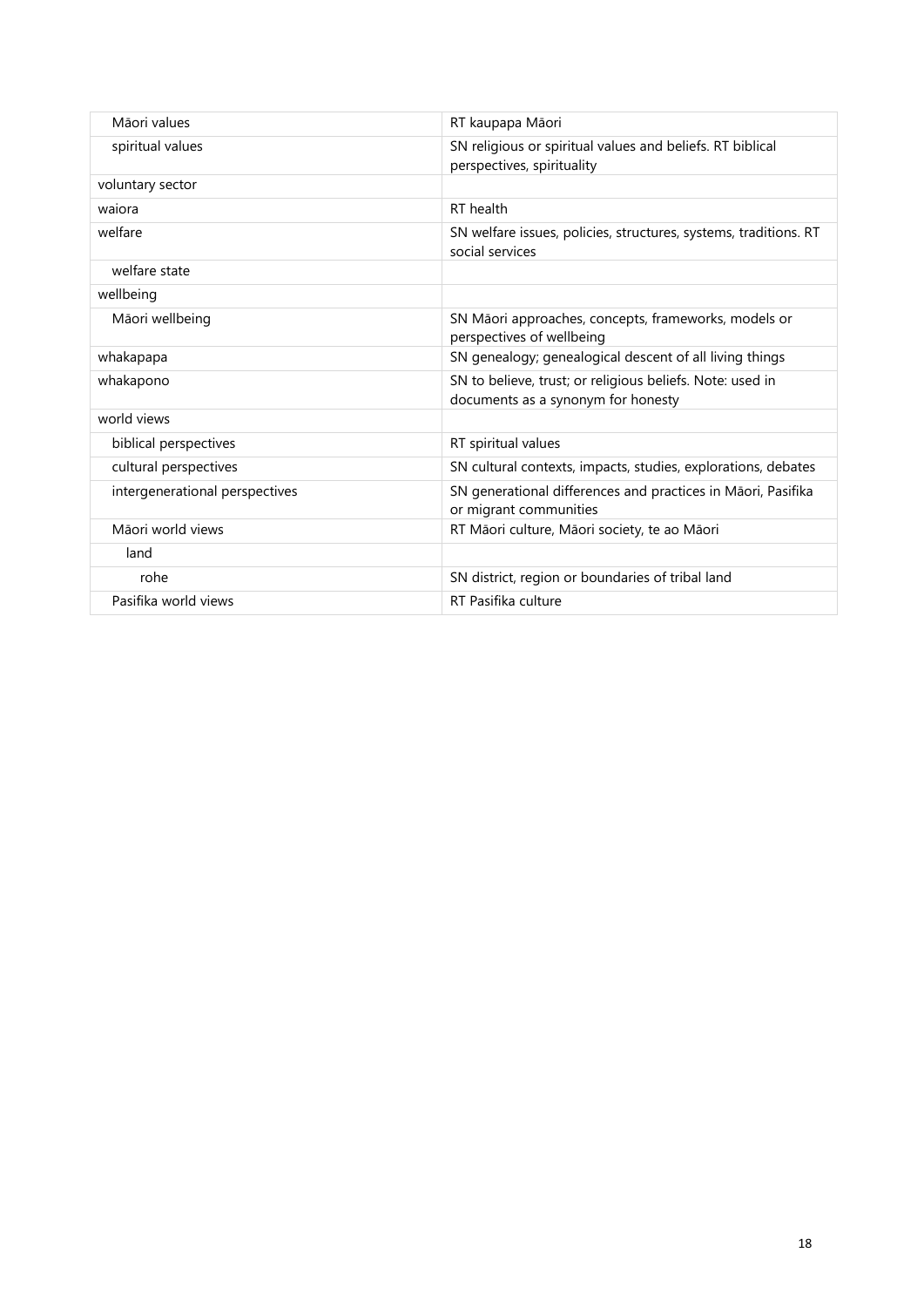| | |
|---|---|
| Māori values | RT kaupapa Māori |
| spiritual values | SN religious or spiritual values and beliefs. RT biblical perspectives, spirituality |
| voluntary sector | |
| waiora | RT health |
| welfare | SN welfare issues, policies, structures, systems, traditions. RT social services |
| welfare state | |
| wellbeing | |
| Māori wellbeing | SN Māori approaches, concepts, frameworks, models or perspectives of wellbeing |
| whakapapa | SN genealogy; genealogical descent of all living things |
| whakapono | SN to believe, trust; or religious beliefs. Note: used in documents as a synonym for honesty |
| world views | |
| biblical perspectives | RT spiritual values |
| cultural perspectives | SN cultural contexts, impacts, studies, explorations, debates |
| intergenerational perspectives | SN generational differences and practices in Māori, Pasifika or migrant communities |
| Māori world views | RT Māori culture, Māori society, te ao Māori |
| land | |
| rohe | SN district, region or boundaries of tribal land |
| Pasifika world views | RT Pasifika culture |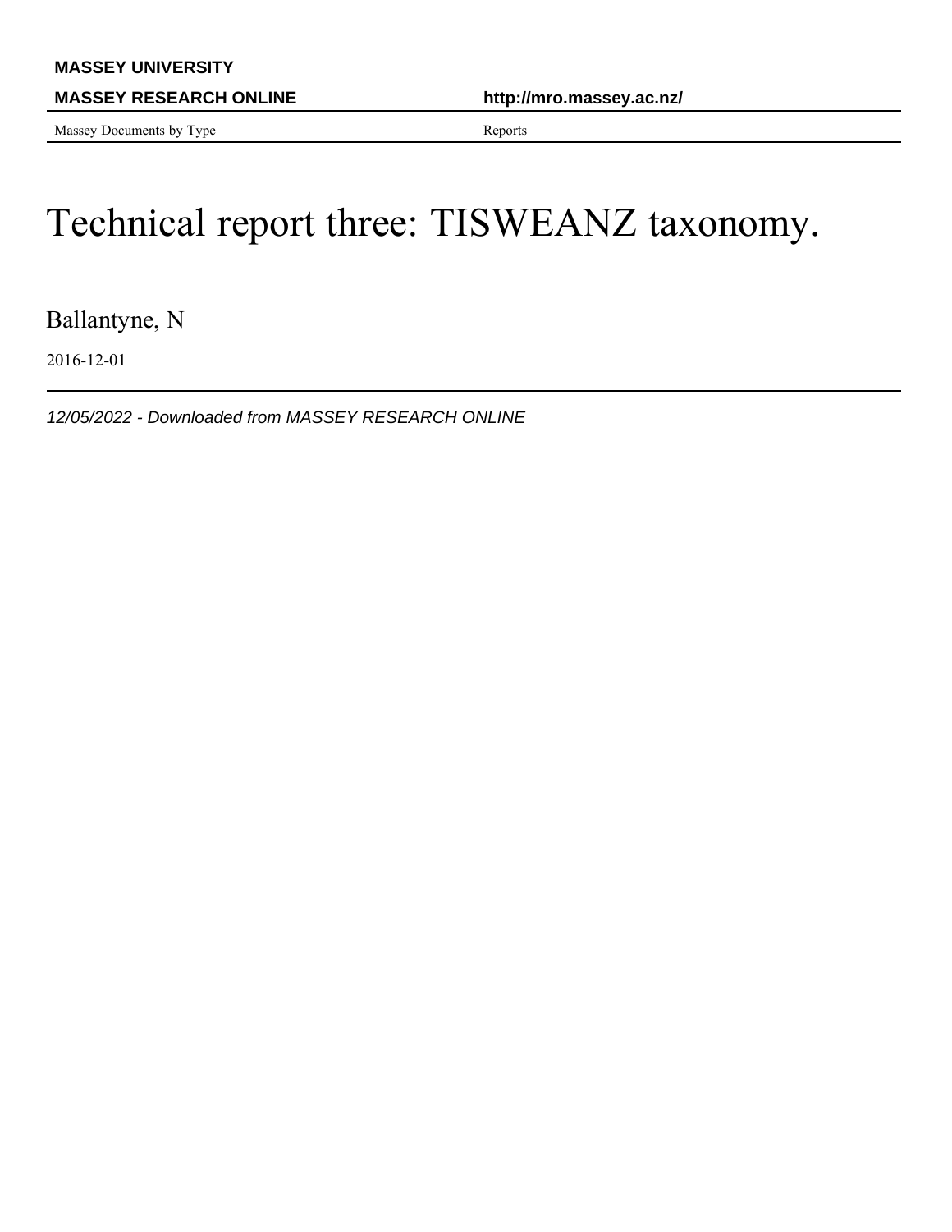**MASSEY UNIVERSITY**

**MASSEY RESEARCH ONLINE** **http://mro.massey.ac.nz/**

Massey Documents by Type Reports

# Technical report three: TISWEANZ taxonomy.

Ballantyne, N

2016-12-01

*12/05/2022 - Downloaded from MASSEY RESEARCH ONLINE*